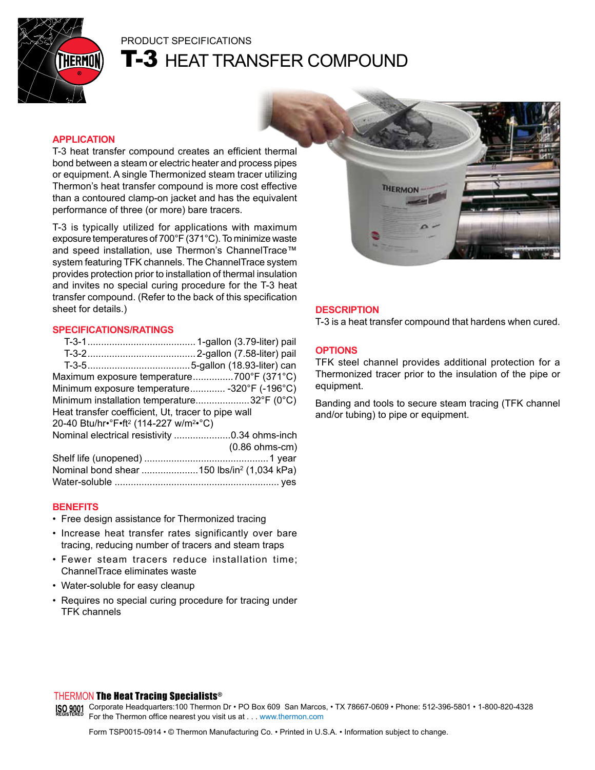PRODUCT SPECIFICATIONS

# T-3 HEAT TRANSFER COMPOUND

## APPLICATION

T-3 heat transfer compound creates an efficient thermal bond between a steam or electric heater and process pipes or equipment. A single Thermonized steam tracer utilizing Thermon's heat transfer compound is more cost effective than a contoured clamp-on jacket and has the equivalent performance of three (or more) bare tracers.

T-3 is typically utilized for applications with maximum exposure temperatures of 700°F (371°C). To minimize waste and speed installation, use Thermon's ChannelTrace™ system featuring TFK channels. The ChannelTrace system provides protection prior to installation of thermal insulation and invites no special curing procedure for the T-3 heat transfer compound. (Refer to the back of this specification sheet for details.)

## SPECIFICATIONS/RATINGS

| | |
|---|---|
| T-3-1 | 1-gallon (3.79-liter) pail |
| T-3-2 | 2-gallon (7.58-liter) pail |
| T-3-5 | 5-gallon (18.93-liter) can |
| Maximum exposure temperature | 700°F (371°C) |
| Minimum exposure temperature | -320°F (-196°C) |
| Minimum installation temperature | 32°F (0°C) |
| Heat transfer coefficient, Ut, tracer to pipe wall | 20-40 Btu/hr•°F•ft$^2$ (114-227 w/m$^2$•°C) |
| Nominal electrical resistivity | 0.34 ohms-inch (0.86 ohms-cm) |
| Shelf life (unopened) | 1 year |
| Nominal bond shear | 150 lbs/in$^2$ (1,034 kPa) |
| Water-soluble | yes |

## BENEFITS

- Free design assistance for Thermonized tracing
- Increase heat transfer rates significantly over bare tracing, reducing number of tracers and steam traps
- Fewer steam tracers reduce installation time; ChannelTrace eliminates waste
- Water-soluble for easy cleanup
- Requires no special curing procedure for tracing under TFK channels

## DESCRIPTION

T-3 is a heat transfer compound that hardens when cured.

## OPTIONS

TFK steel channel provides additional protection for a Thermonized tracer prior to the insulation of the pipe or equipment.

Banding and tools to secure steam tracing (TFK channel and/or tubing) to pipe or equipment.

THERMON **The Heat Tracing Specialists**®

ISO 9001 REGISTERED Corporate Headquarters:100 Thermon Dr • PO Box 609 San Marcos, • TX 78667-0609 • Phone: 512-396-5801 • 1-800-820-4328
For the Thermon office nearest you visit us at . . . www.thermon.com

Form TSP0015-0914 • © Thermon Manufacturing Co. • Printed in U.S.A. • Information subject to change.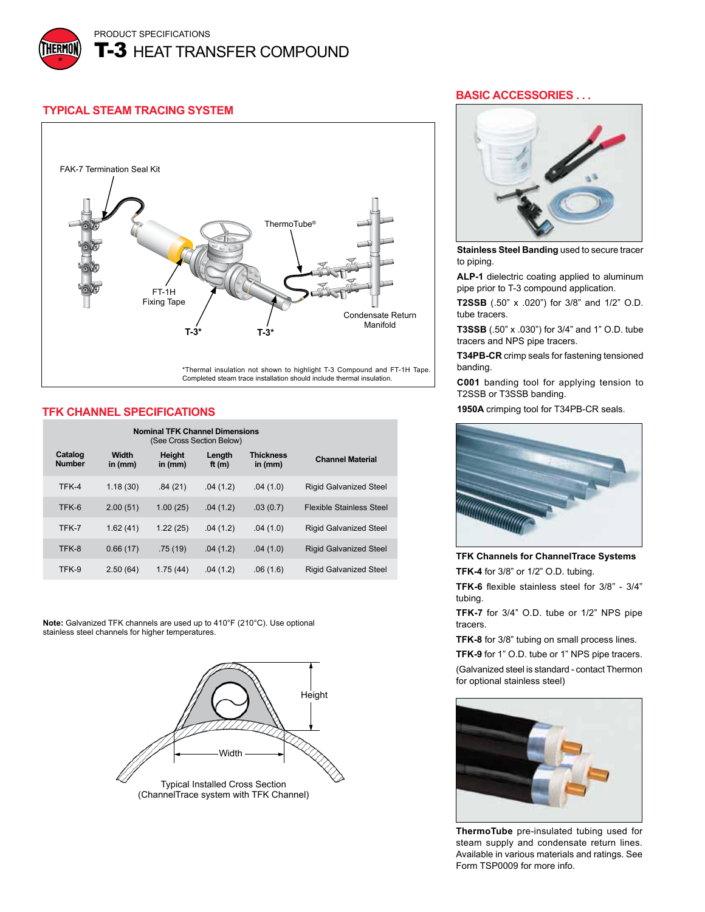PRODUCT SPECIFICATIONS

# T-3 HEAT TRANSFER COMPOUND

## TYPICAL STEAM TRACING SYSTEM

FAK-7 Termination Seal Kit

ThermoTube®

FT-1H
Fixing Tape

Condensate Return
Manifold

T-3*

T-3*

*Thermal insulation not shown to highlight T-3 Compound and FT-1H Tape. Completed steam trace installation should include thermal insulation.

## TFK CHANNEL SPECIFICATIONS

| Catalog Number | Nominal TFK Channel Dimensions (See Cross Section Below) Width in (mm) | Height in (mm) | Length ft (m) | Thickness in (mm) | Channel Material |
|---|---|---|---|---|---|
| TFK-4 | 1.18 (30) | .84 (21) | .04 (1.2) | .04 (1.0) | Rigid Galvanized Steel |
| TFK-6 | 2.00 (51) | 1.00 (25) | .04 (1.2) | .03 (0.7) | Flexible Stainless Steel |
| TFK-7 | 1.62 (41) | 1.22 (25) | .04 (1.2) | .04 (1.0) | Rigid Galvanized Steel |
| TFK-8 | 0.66 (17) | .75 (19) | .04 (1.2) | .04 (1.0) | Rigid Galvanized Steel |
| TFK-9 | 2.50 (64) | 1.75 (44) | .04 (1.2) | .06 (1.6) | Rigid Galvanized Steel |

**Note:** Galvanized TFK channels are used up to 410°F (210°C). Use optional stainless steel channels for higher temperatures.

Height

Width

Typical Installed Cross Section
(ChannelTrace system with TFK Channel)

## BASIC ACCESSORIES . . .

**Stainless Steel Banding** used to secure tracer to piping.

**ALP-1** dielectric coating applied to aluminum pipe prior to T-3 compound application.

**T2SSB** (.50" x .020") for 3/8" and 1/2" O.D. tube tracers.

**T3SSB** (.50" x .030") for 3/4" and 1" O.D. tube tracers and NPS pipe tracers.

**T34PB-CR** crimp seals for fastening tensioned banding.

**C001** banding tool for applying tension to T2SSB or T3SSB banding.

**1950A** crimping tool for T34PB-CR seals.

**TFK Channels for ChannelTrace Systems**

**TFK-4** for 3/8" or 1/2" O.D. tubing.

**TFK-6** flexible stainless steel for 3/8" - 3/4" tubing.

**TFK-7** for 3/4" O.D. tube or 1/2" NPS pipe tracers.

**TFK-8** for 3/8" tubing on small process lines.

**TFK-9** for 1" O.D. tube or 1" NPS pipe tracers.

(Galvanized steel is standard - contact Thermon for optional stainless steel)

**ThermoTube** pre-insulated tubing used for steam supply and condensate return lines. Available in various materials and ratings. See Form TSP0009 for more info.